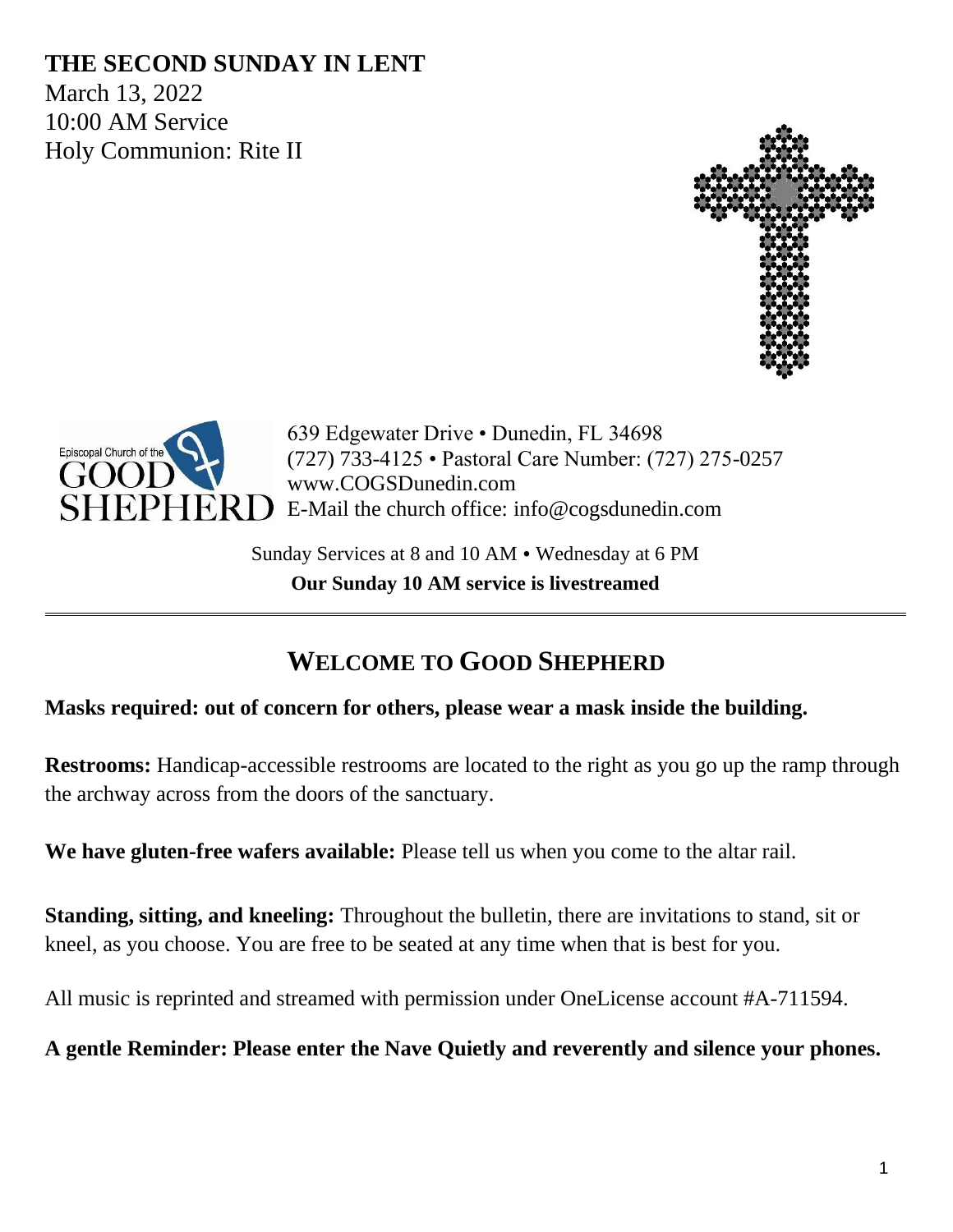# THE SECOND SUNDAY IN LENT

March 13, 2022
10:00 AM Service
Holy Communion: Rite II

Episcopal Church of the GOOD SHEPHERD

639 Edgewater Drive • Dunedin, FL 34698
(727) 733-4125 • Pastoral Care Number: (727) 275-0257
www.COGSDunedin.com
E-Mail the church office: info@cogsdunedin.com

Sunday Services at 8 and 10 AM • Wednesday at 6 PM
**Our Sunday 10 AM service is livestreamed**

---

## WELCOME TO GOOD SHEPHERD

**Masks required: out of concern for others, please wear a mask inside the building.**

**Restrooms:** Handicap-accessible restrooms are located to the right as you go up the ramp through the archway across from the doors of the sanctuary.

**We have gluten-free wafers available:** Please tell us when you come to the altar rail.

**Standing, sitting, and kneeling:** Throughout the bulletin, there are invitations to stand, sit or kneel, as you choose. You are free to be seated at any time when that is best for you.

All music is reprinted and streamed with permission under OneLicense account #A-711594.

**A gentle Reminder: Please enter the Nave Quietly and reverently and silence your phones.**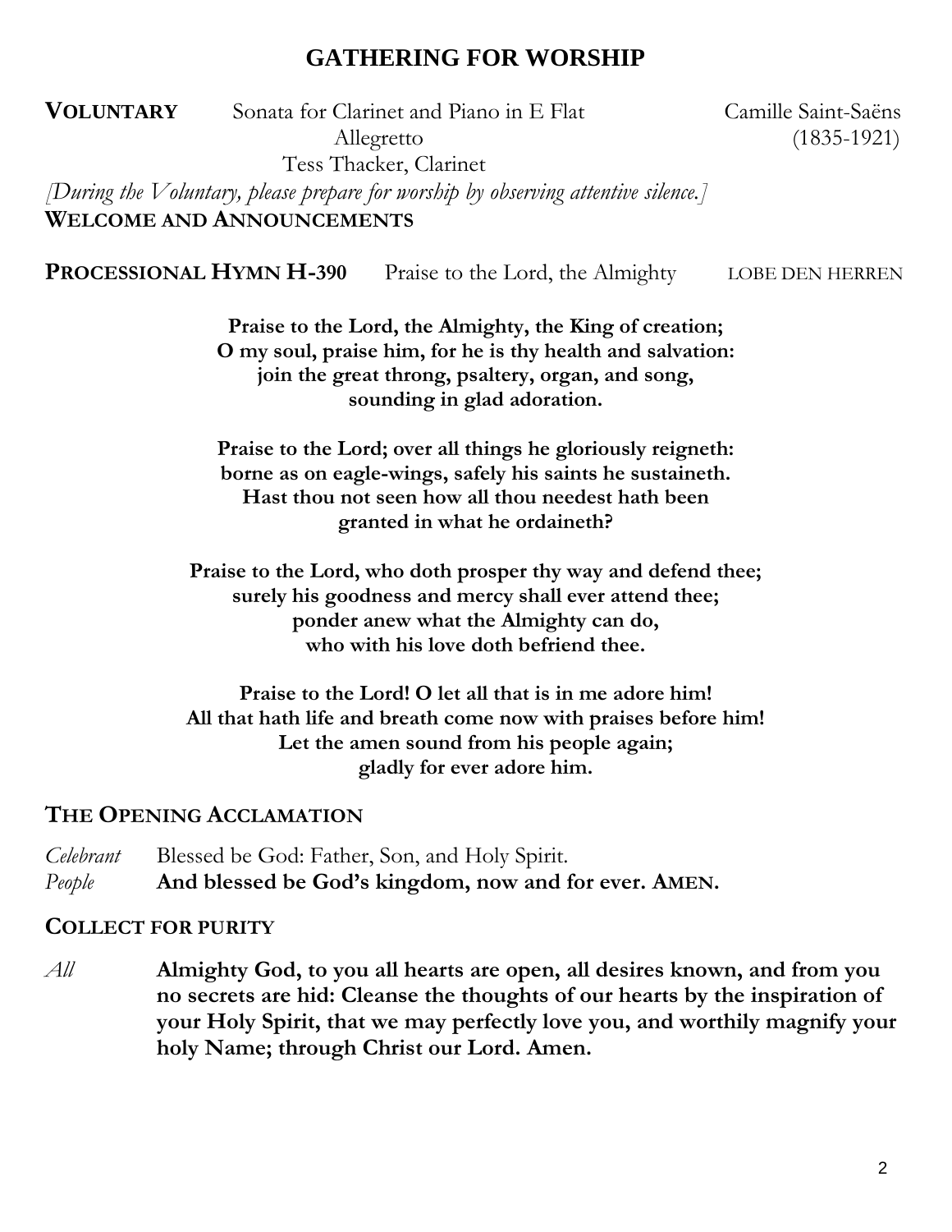## GATHERING FOR WORSHIP

**VOLUNTARY** Sonata for Clarinet and Piano in E Flat — Camille Saint-Saëns
Allegretto — (1835-1921)
Tess Thacker, Clarinet

*[During the Voluntary, please prepare for worship by observing attentive silence.]*

**WELCOME AND ANNOUNCEMENTS**

**PROCESSIONAL HYMN H-390** Praise to the Lord, the Almighty — LOBE DEN HERREN

**Praise to the Lord, the Almighty, the King of creation;**
**O my soul, praise him, for he is thy health and salvation:**
**join the great throng, psaltery, organ, and song,**
**sounding in glad adoration.**

**Praise to the Lord; over all things he gloriously reigneth:**
**borne as on eagle-wings, safely his saints he sustaineth.**
**Hast thou not seen how all thou needest hath been**
**granted in what he ordaineth?**

**Praise to the Lord, who doth prosper thy way and defend thee;**
**surely his goodness and mercy shall ever attend thee;**
**ponder anew what the Almighty can do,**
**who with his love doth befriend thee.**

**Praise to the Lord! O let all that is in me adore him!**
**All that hath life and breath come now with praises before him!**
**Let the amen sound from his people again;**
**gladly for ever adore him.**

**THE OPENING ACCLAMATION**

*Celebrant* Blessed be God: Father, Son, and Holy Spirit.
*People* **And blessed be God's kingdom, now and for ever. AMEN.**

**COLLECT FOR PURITY**

*All* **Almighty God, to you all hearts are open, all desires known, and from you no secrets are hid: Cleanse the thoughts of our hearts by the inspiration of your Holy Spirit, that we may perfectly love you, and worthily magnify your holy Name; through Christ our Lord. Amen.**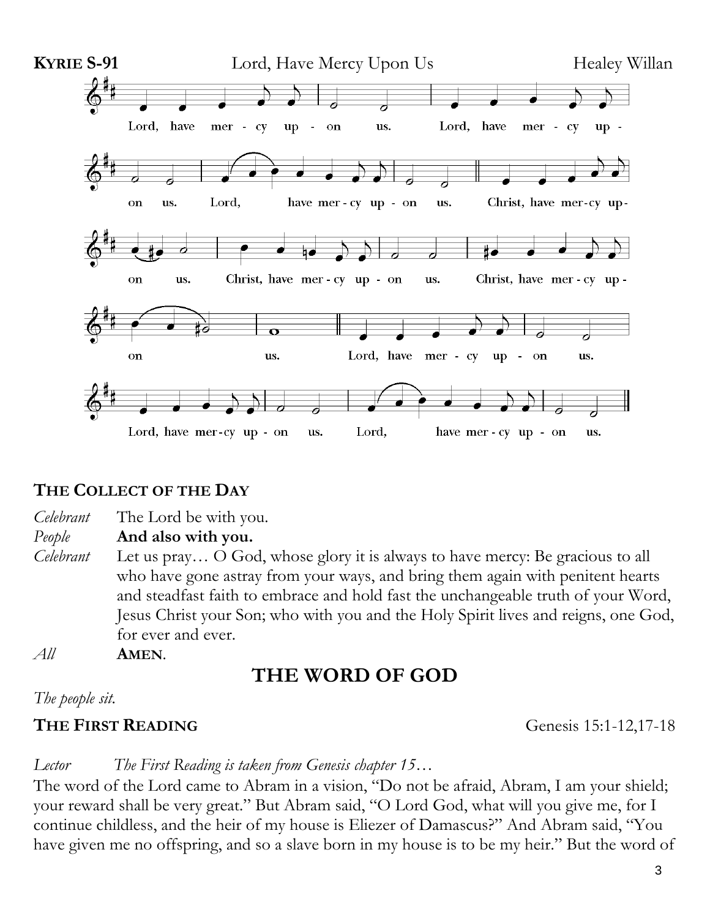**KYRIE S-91** Lord, Have Mercy Upon Us Healey Willan

Lord, have mercy upon us. Lord, have mercy upon us. Lord, have mercy upon us.
Christ, have mercy upon us. Christ, have mercy upon us. Christ, have mercy upon us.
Lord, have mercy upon us. Lord, have mercy upon us. Lord, have mercy upon us.

## THE COLLECT OF THE DAY

*Celebrant* The Lord be with you.
*People* **And also with you.**
*Celebrant* Let us pray… O God, whose glory it is always to have mercy: Be gracious to all who have gone astray from your ways, and bring them again with penitent hearts and steadfast faith to embrace and hold fast the unchangeable truth of your Word, Jesus Christ your Son; who with you and the Holy Spirit lives and reigns, one God, for ever and ever.
*All* **AMEN**.

# THE WORD OF GOD

*The people sit.*

## THE FIRST READING Genesis 15:1-12,17-18

*Lector The First Reading is taken from Genesis chapter 15…*

The word of the Lord came to Abram in a vision, "Do not be afraid, Abram, I am your shield; your reward shall be very great." But Abram said, "O Lord God, what will you give me, for I continue childless, and the heir of my house is Eliezer of Damascus?" And Abram said, "You have given me no offspring, and so a slave born in my house is to be my heir." But the word of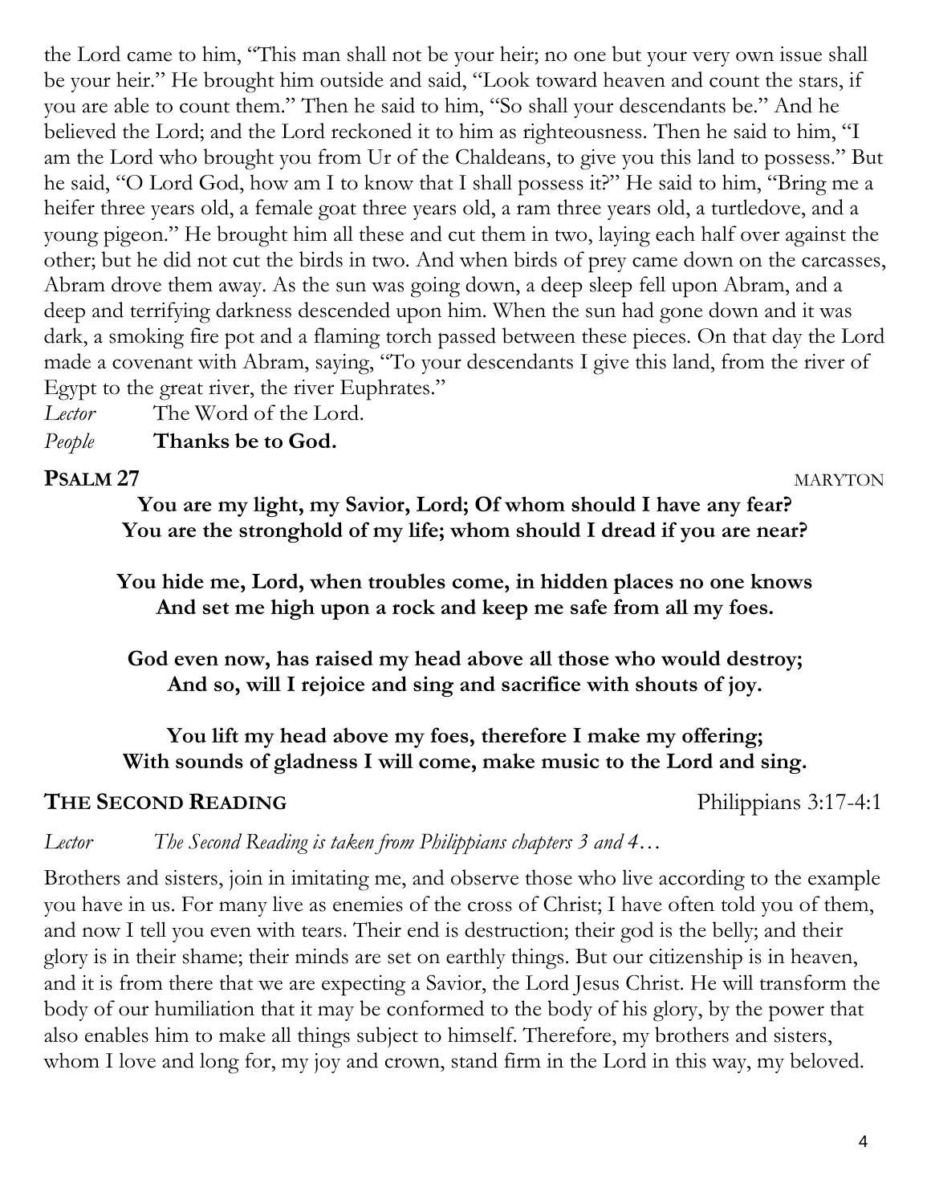the Lord came to him, "This man shall not be your heir; no one but your very own issue shall be your heir." He brought him outside and said, "Look toward heaven and count the stars, if you are able to count them." Then he said to him, "So shall your descendants be." And he believed the Lord; and the Lord reckoned it to him as righteousness. Then he said to him, "I am the Lord who brought you from Ur of the Chaldeans, to give you this land to possess." But he said, "O Lord God, how am I to know that I shall possess it?" He said to him, "Bring me a heifer three years old, a female goat three years old, a ram three years old, a turtledove, and a young pigeon." He brought him all these and cut them in two, laying each half over against the other; but he did not cut the birds in two. And when birds of prey came down on the carcasses, Abram drove them away. As the sun was going down, a deep sleep fell upon Abram, and a deep and terrifying darkness descended upon him. When the sun had gone down and it was dark, a smoking fire pot and a flaming torch passed between these pieces. On that day the Lord made a covenant with Abram, saying, "To your descendants I give this land, from the river of Egypt to the great river, the river Euphrates."

*Lector* The Word of the Lord.
*People* **Thanks be to God.**

## PSALM 27 — MARYTON

**You are my light, my Savior, Lord; Of whom should I have any fear?**
**You are the stronghold of my life; whom should I dread if you are near?**

**You hide me, Lord, when troubles come, in hidden places no one knows**
**And set me high upon a rock and keep me safe from all my foes.**

**God even now, has raised my head above all those who would destroy;**
**And so, will I rejoice and sing and sacrifice with shouts of joy.**

**You lift my head above my foes, therefore I make my offering;**
**With sounds of gladness I will come, make music to the Lord and sing.**

## THE SECOND READING — Philippians 3:17-4:1

*Lector* *The Second Reading is taken from Philippians chapters 3 and 4…*

Brothers and sisters, join in imitating me, and observe those who live according to the example you have in us. For many live as enemies of the cross of Christ; I have often told you of them, and now I tell you even with tears. Their end is destruction; their god is the belly; and their glory is in their shame; their minds are set on earthly things. But our citizenship is in heaven, and it is from there that we are expecting a Savior, the Lord Jesus Christ. He will transform the body of our humiliation that it may be conformed to the body of his glory, by the power that also enables him to make all things subject to himself. Therefore, my brothers and sisters, whom I love and long for, my joy and crown, stand firm in the Lord in this way, my beloved.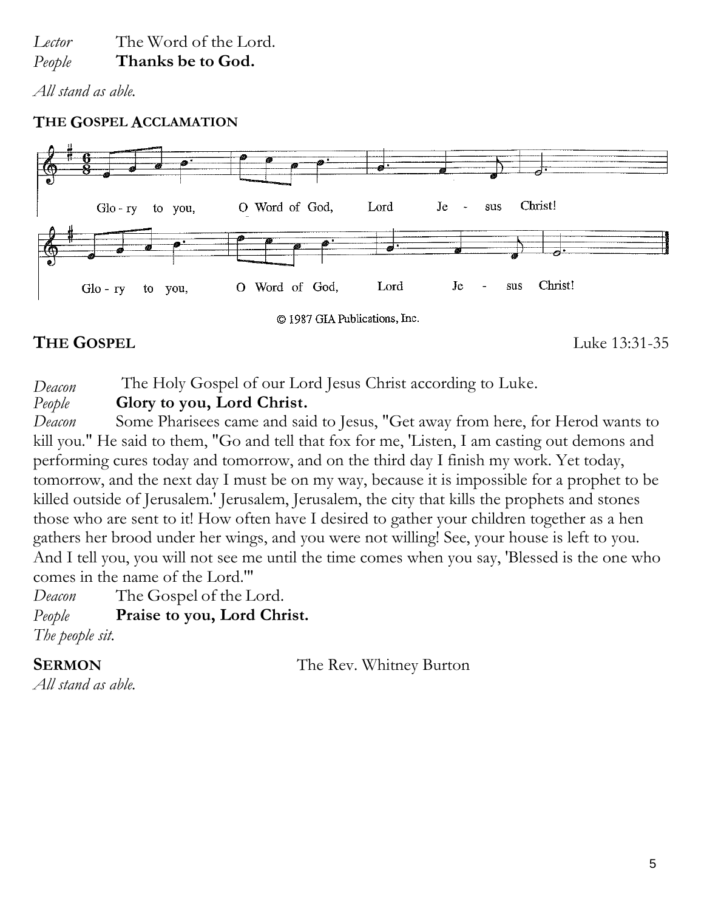*Lector* The Word of the Lord.
*People* **Thanks be to God.**

*All stand as able.*

**THE GOSPEL ACCLAMATION**

Glo - ry to you, O Word of God, Lord Je - sus Christ!

Glo - ry to you, O Word of God, Lord Je - sus Christ!

© 1987 GIA Publications, Inc.

**THE GOSPEL** Luke 13:31-35

*Deacon* The Holy Gospel of our Lord Jesus Christ according to Luke.
*People* **Glory to you, Lord Christ.**
*Deacon* Some Pharisees came and said to Jesus, "Get away from here, for Herod wants to kill you." He said to them, "Go and tell that fox for me, 'Listen, I am casting out demons and performing cures today and tomorrow, and on the third day I finish my work. Yet today, tomorrow, and the next day I must be on my way, because it is impossible for a prophet to be killed outside of Jerusalem.' Jerusalem, Jerusalem, the city that kills the prophets and stones those who are sent to it! How often have I desired to gather your children together as a hen gathers her brood under her wings, and you were not willing! See, your house is left to you. And I tell you, you will not see me until the time comes when you say, 'Blessed is the one who comes in the name of the Lord.'"
*Deacon* The Gospel of the Lord.
*People* **Praise to you, Lord Christ.**
*The people sit.*

**SERMON** The Rev. Whitney Burton
*All stand as able.*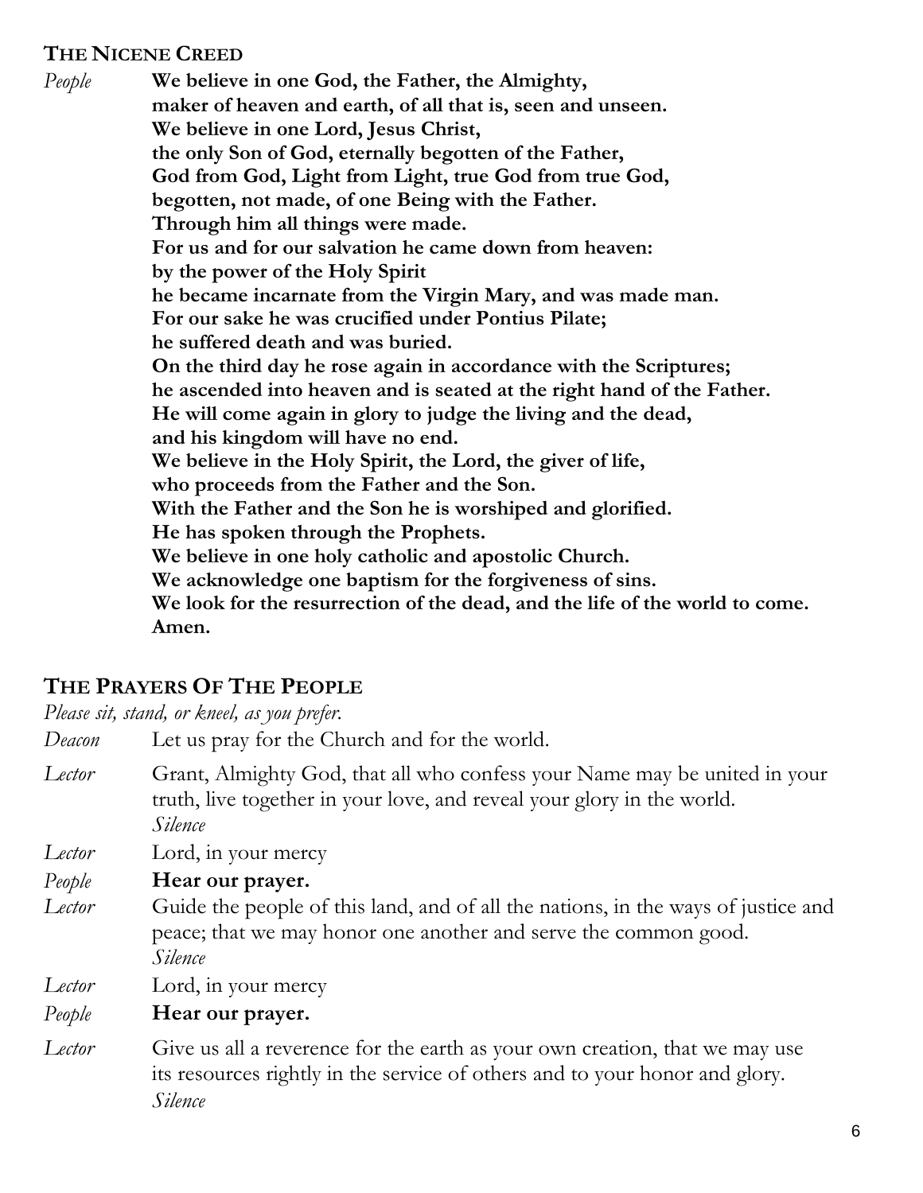### THE NICENE CREED

*People* **We believe in one God, the Father, the Almighty,**
**maker of heaven and earth, of all that is, seen and unseen.**
**We believe in one Lord, Jesus Christ,**
**the only Son of God, eternally begotten of the Father,**
**God from God, Light from Light, true God from true God,**
**begotten, not made, of one Being with the Father.**
**Through him all things were made.**
**For us and for our salvation he came down from heaven:**
**by the power of the Holy Spirit**
**he became incarnate from the Virgin Mary, and was made man.**
**For our sake he was crucified under Pontius Pilate;**
**he suffered death and was buried.**
**On the third day he rose again in accordance with the Scriptures;**
**he ascended into heaven and is seated at the right hand of the Father.**
**He will come again in glory to judge the living and the dead,**
**and his kingdom will have no end.**
**We believe in the Holy Spirit, the Lord, the giver of life,**
**who proceeds from the Father and the Son.**
**With the Father and the Son he is worshiped and glorified.**
**He has spoken through the Prophets.**
**We believe in one holy catholic and apostolic Church.**
**We acknowledge one baptism for the forgiveness of sins.**
**We look for the resurrection of the dead, and the life of the world to come.**
**Amen.**

## THE PRAYERS OF THE PEOPLE

*Please sit, stand, or kneel, as you prefer.*

*Deacon* Let us pray for the Church and for the world.

*Lector* Grant, Almighty God, that all who confess your Name may be united in your truth, live together in your love, and reveal your glory in the world.
*Silence*

*Lector* Lord, in your mercy

*People* **Hear our prayer.**

*Lector* Guide the people of this land, and of all the nations, in the ways of justice and peace; that we may honor one another and serve the common good.
*Silence*

*Lector* Lord, in your mercy

*People* **Hear our prayer.**

*Lector* Give us all a reverence for the earth as your own creation, that we may use its resources rightly in the service of others and to your honor and glory.
*Silence*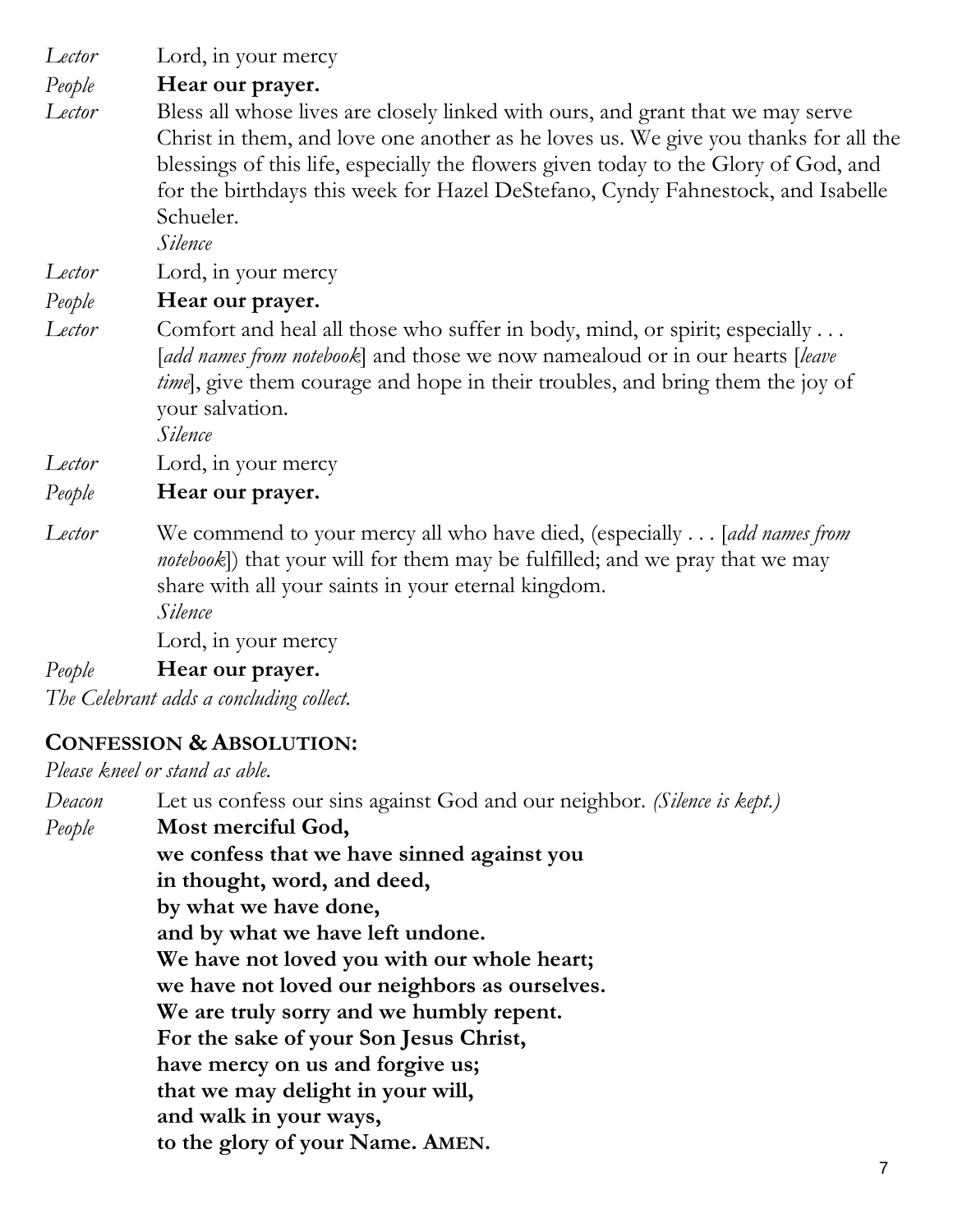*Lector* Lord, in your mercy

*People* **Hear our prayer.**

*Lector* Bless all whose lives are closely linked with ours, and grant that we may serve Christ in them, and love one another as he loves us. We give you thanks for all the blessings of this life, especially the flowers given today to the Glory of God, and for the birthdays this week for Hazel DeStefano, Cyndy Fahnestock, and Isabelle Schueler.

*Silence*

*Lector* Lord, in your mercy

*People* **Hear our prayer.**

*Lector* Comfort and heal all those who suffer in body, mind, or spirit; especially . . . [*add names from notebook*] and those we now namealoud or in our hearts [*leave time*], give them courage and hope in their troubles, and bring them the joy of your salvation.

*Silence*

*Lector* Lord, in your mercy

*People* **Hear our prayer.**

*Lector* We commend to your mercy all who have died, (especially . . . [*add names from notebook*]) that your will for them may be fulfilled; and we pray that we may share with all your saints in your eternal kingdom.

*Silence*

Lord, in your mercy

*People* **Hear our prayer.**

*The Celebrant adds a concluding collect.*

## **CONFESSION & ABSOLUTION:**

*Please kneel or stand as able.*

*Deacon* Let us confess our sins against God and our neighbor. *(Silence is kept.)*

*People* **Most merciful God,
we confess that we have sinned against you
in thought, word, and deed,
by what we have done,
and by what we have left undone.
We have not loved you with our whole heart;
we have not loved our neighbors as ourselves.
We are truly sorry and we humbly repent.
For the sake of your Son Jesus Christ,
have mercy on us and forgive us;
that we may delight in your will,
and walk in your ways,
to the glory of your Name. AMEN.**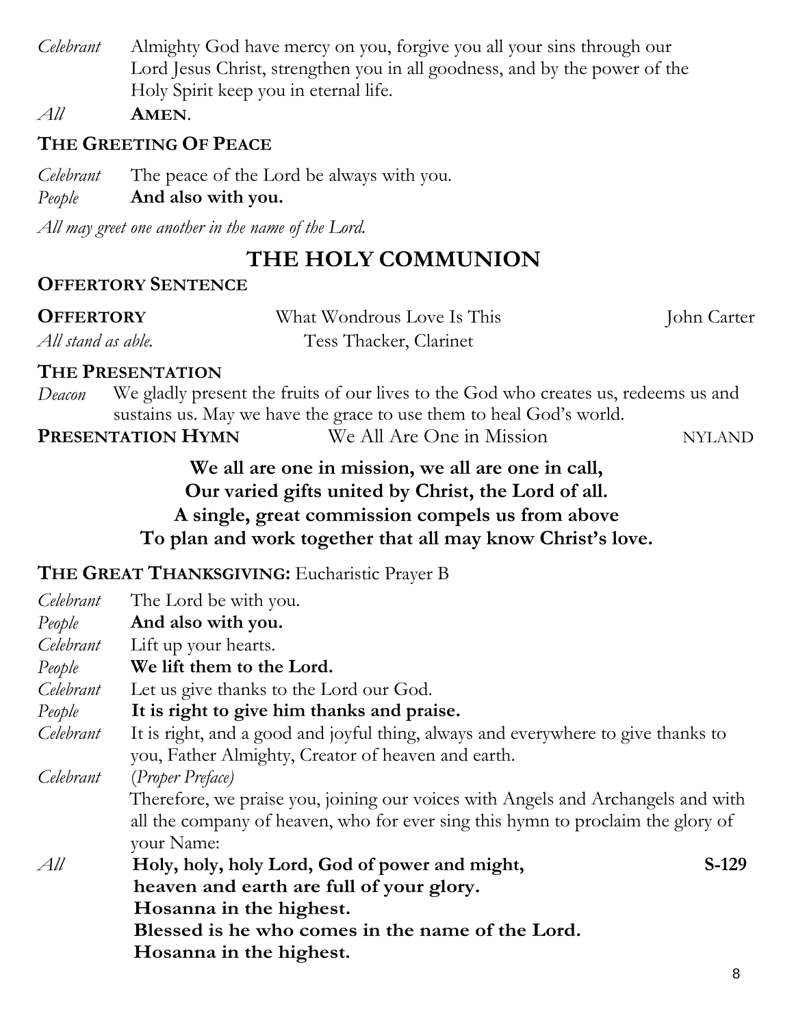*Celebrant* Almighty God have mercy on you, forgive you all your sins through our Lord Jesus Christ, strengthen you in all goodness, and by the power of the Holy Spirit keep you in eternal life.

*All* **AMEN**.

### THE GREETING OF PEACE

*Celebrant* The peace of the Lord be always with you.

*People* **And also with you.**

*All may greet one another in the name of the Lord.*

# THE HOLY COMMUNION

### OFFERTORY SENTENCE

**OFFERTORY** What Wondrous Love Is This — John Carter

*All stand as able.* Tess Thacker, Clarinet

### THE PRESENTATION

*Deacon* We gladly present the fruits of our lives to the God who creates us, redeems us and sustains us. May we have the grace to use them to heal God's world.

**PRESENTATION HYMN** We All Are One in Mission — NYLAND

**We all are one in mission, we all are one in call,**
**Our varied gifts united by Christ, the Lord of all.**
**A single, great commission compels us from above**
**To plan and work together that all may know Christ's love.**

### THE GREAT THANKSGIVING: Eucharistic Prayer B

*Celebrant* The Lord be with you.

*People* **And also with you.**

*Celebrant* Lift up your hearts.

*People* **We lift them to the Lord.**

*Celebrant* Let us give thanks to the Lord our God.

*People* **It is right to give him thanks and praise.**

*Celebrant* It is right, and a good and joyful thing, always and everywhere to give thanks to you, Father Almighty, Creator of heaven and earth.

*Celebrant* (*Proper Preface*)
Therefore, we praise you, joining our voices with Angels and Archangels and with all the company of heaven, who for ever sing this hymn to proclaim the glory of your Name:

*All* **Holy, holy, holy Lord, God of power and might,** **S-129**
**heaven and earth are full of your glory.**
**Hosanna in the highest.**
**Blessed is he who comes in the name of the Lord.**
**Hosanna in the highest.**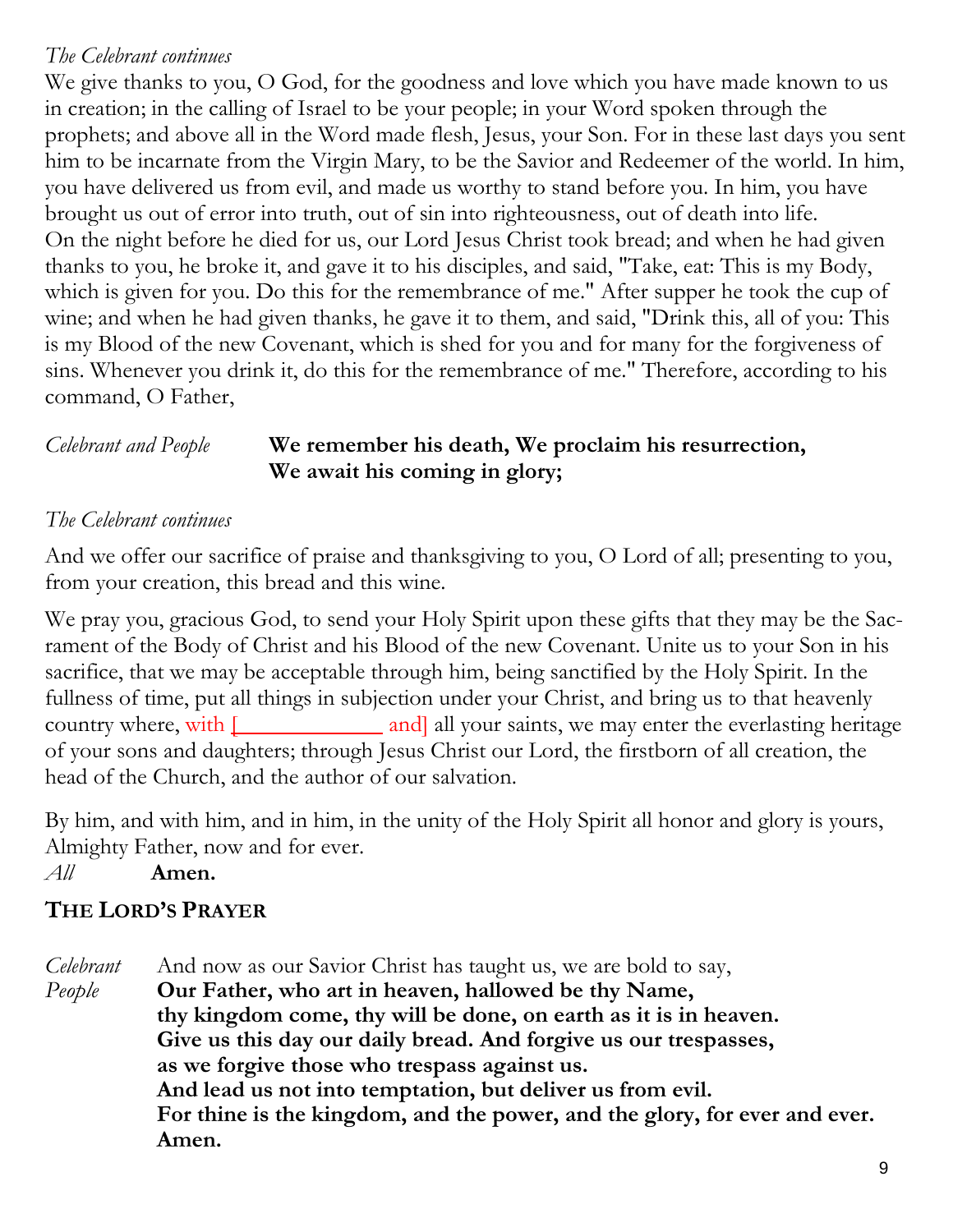*The Celebrant continues*

We give thanks to you, O God, for the goodness and love which you have made known to us in creation; in the calling of Israel to be your people; in your Word spoken through the prophets; and above all in the Word made flesh, Jesus, your Son. For in these last days you sent him to be incarnate from the Virgin Mary, to be the Savior and Redeemer of the world. In him, you have delivered us from evil, and made us worthy to stand before you. In him, you have brought us out of error into truth, out of sin into righteousness, out of death into life. On the night before he died for us, our Lord Jesus Christ took bread; and when he had given thanks to you, he broke it, and gave it to his disciples, and said, "Take, eat: This is my Body, which is given for you. Do this for the remembrance of me." After supper he took the cup of wine; and when he had given thanks, he gave it to them, and said, "Drink this, all of you: This is my Blood of the new Covenant, which is shed for you and for many for the forgiveness of sins. Whenever you drink it, do this for the remembrance of me." Therefore, according to his command, O Father,

*Celebrant and People* **We remember his death, We proclaim his resurrection, We await his coming in glory;**

*The Celebrant continues*

And we offer our sacrifice of praise and thanksgiving to you, O Lord of all; presenting to you, from your creation, this bread and this wine.

We pray you, gracious God, to send your Holy Spirit upon these gifts that they may be the Sacrament of the Body of Christ and his Blood of the new Covenant. Unite us to your Son in his sacrifice, that we may be acceptable through him, being sanctified by the Holy Spirit. In the fullness of time, put all things in subjection under your Christ, and bring us to that heavenly country where, with [____________ and] all your saints, we may enter the everlasting heritage of your sons and daughters; through Jesus Christ our Lord, the firstborn of all creation, the head of the Church, and the author of our salvation.

By him, and with him, and in him, in the unity of the Holy Spirit all honor and glory is yours, Almighty Father, now and for ever.

*All* **Amen.**

## THE LORD'S PRAYER

*Celebrant* And now as our Savior Christ has taught us, we are bold to say,

*People* **Our Father, who art in heaven, hallowed be thy Name,
thy kingdom come, thy will be done, on earth as it is in heaven.
Give us this day our daily bread. And forgive us our trespasses,
as we forgive those who trespass against us.
And lead us not into temptation, but deliver us from evil.
For thine is the kingdom, and the power, and the glory, for ever and ever.
Amen.**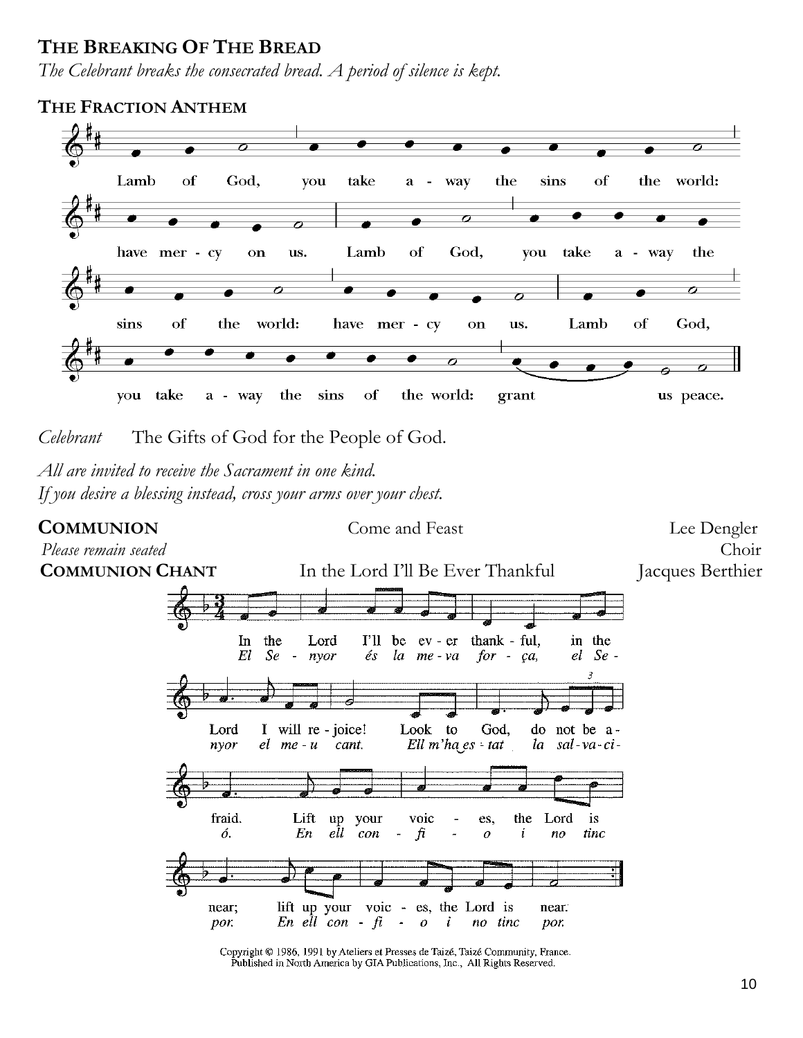**The Breaking Of The Bread**

*The Celebrant breaks the consecrated bread. A period of silence is kept.*

**The Fraction Anthem**

Lamb of God, you take away the sins of the world: have mercy on us. Lamb of God, you take away the sins of the world: have mercy on us. Lamb of God, you take away the sins of the world: grant us peace.

*Celebrant* The Gifts of God for the People of God.

*All are invited to receive the Sacrament in one kind.*
*If you desire a blessing instead, cross your arms over your chest.*

**Communion** Come and Feast Lee Dengler

*Please remain seated* Choir

**Communion Chant** In the Lord I'll Be Ever Thankful Jacques Berthier

In the Lord I'll be ever thankful, in the Lord I will rejoice! Look to God, do not be afraid. Lift up your voices, the Lord is near; lift up your voices, the Lord is near.

*El Senyor és la meva força, el Senyor el meu cant. Ell m'ha estat la salvació. En ell confio i no tinc por. En ell confio i no tinc por.*

Copyright © 1986, 1991 by Ateliers et Presses de Taizé, Taizé Community, France.
Published in North America by GIA Publications, Inc., All Rights Reserved.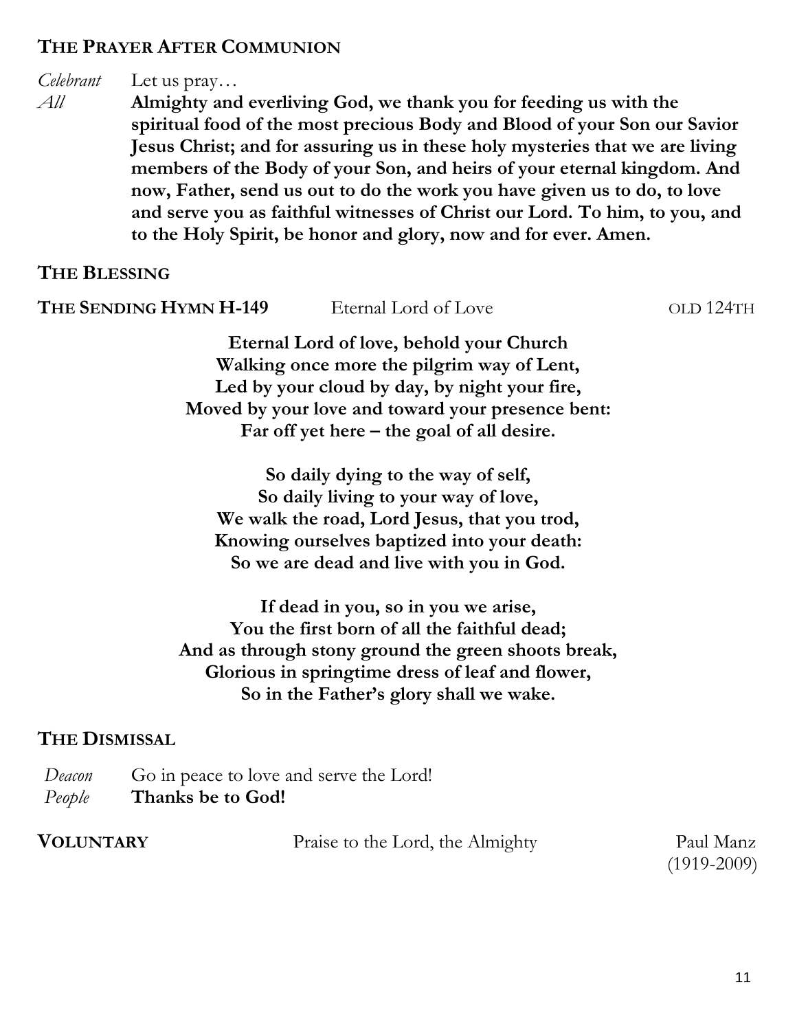## THE PRAYER AFTER COMMUNION

*Celebrant* Let us pray…

*All* **Almighty and everliving God, we thank you for feeding us with the spiritual food of the most precious Body and Blood of your Son our Savior Jesus Christ; and for assuring us in these holy mysteries that we are living members of the Body of your Son, and heirs of your eternal kingdom. And now, Father, send us out to do the work you have given us to do, to love and serve you as faithful witnesses of Christ our Lord. To him, to you, and to the Holy Spirit, be honor and glory, now and for ever. Amen.**

## THE BLESSING

## THE SENDING HYMN H-149 Eternal Lord of Love OLD 124TH

**Eternal Lord of love, behold your Church**
**Walking once more the pilgrim way of Lent,**
**Led by your cloud by day, by night your fire,**
**Moved by your love and toward your presence bent:**
**Far off yet here – the goal of all desire.**

**So daily dying to the way of self,**
**So daily living to your way of love,**
**We walk the road, Lord Jesus, that you trod,**
**Knowing ourselves baptized into your death:**
**So we are dead and live with you in God.**

**If dead in you, so in you we arise,**
**You the first born of all the faithful dead;**
**And as through stony ground the green shoots break,**
**Glorious in springtime dress of leaf and flower,**
**So in the Father's glory shall we wake.**

## THE DISMISSAL

*Deacon* Go in peace to love and serve the Lord!

*People* **Thanks be to God!**

**VOLUNTARY** Praise to the Lord, the Almighty Paul Manz (1919-2009)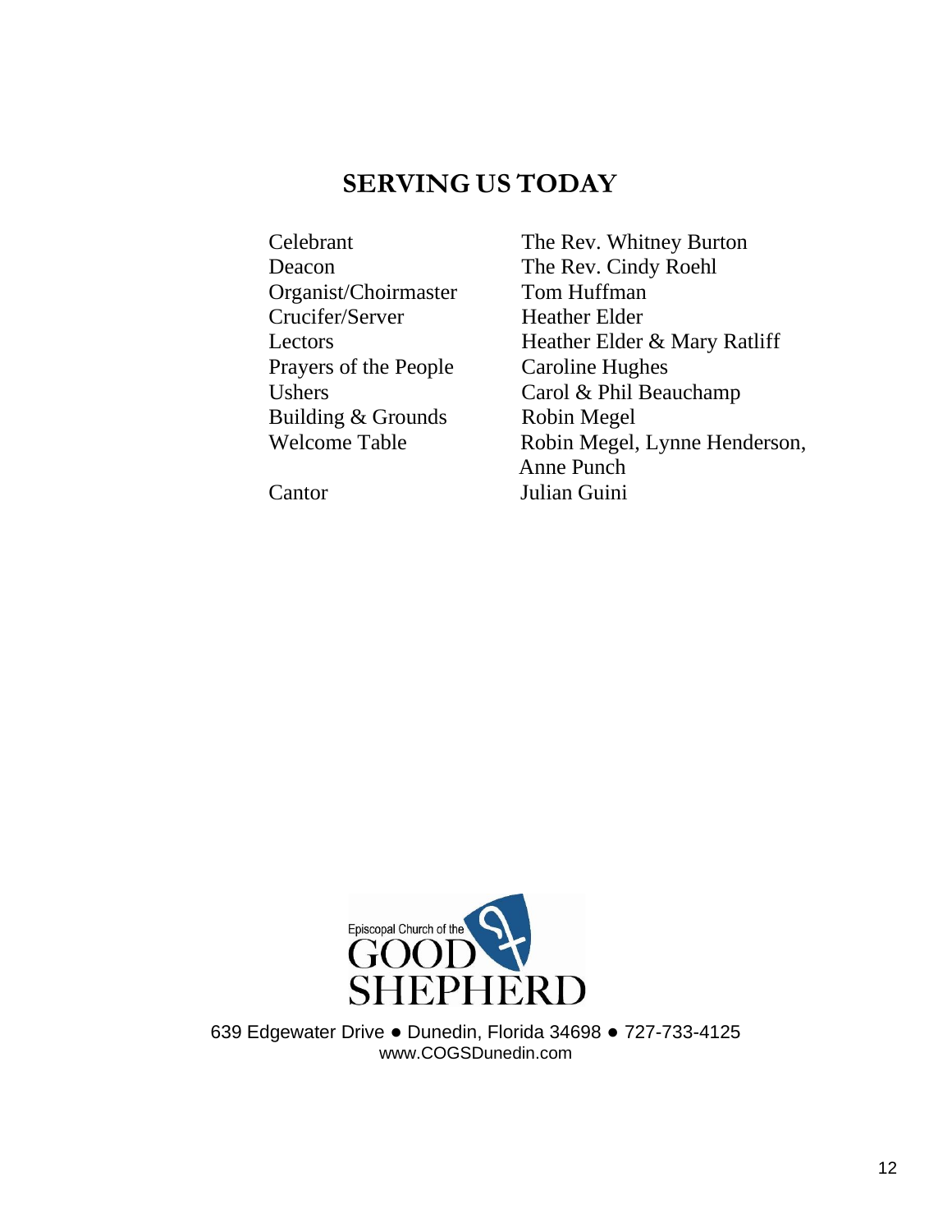## SERVING US TODAY

| | |
|---|---|
| Celebrant | The Rev. Whitney Burton |
| Deacon | The Rev. Cindy Roehl |
| Organist/Choirmaster | Tom Huffman |
| Crucifer/Server | Heather Elder |
| Lectors | Heather Elder & Mary Ratliff |
| Prayers of the People | Caroline Hughes |
| Ushers | Carol & Phil Beauchamp |
| Building & Grounds | Robin Megel |
| Welcome Table | Robin Megel, Lynne Henderson, Anne Punch |
| Cantor | Julian Guini |

Episcopal Church of the GOOD SHEPHERD

639 Edgewater Drive ● Dunedin, Florida 34698 ● 727-733-4125
www.COGSDunedin.com